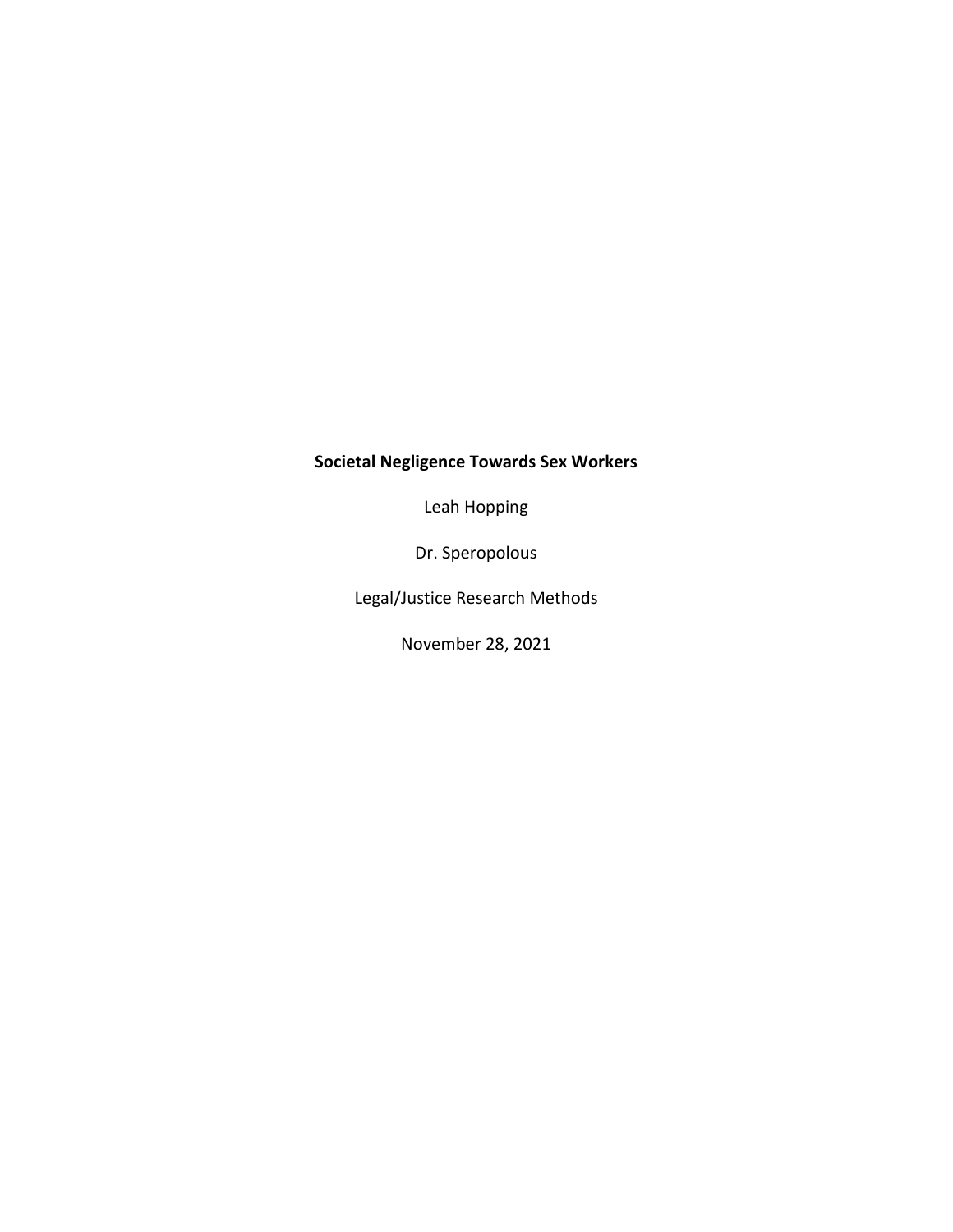**Societal Negligence Towards Sex Workers**

Leah Hopping

Dr. Speropolous

Legal/Justice Research Methods

November 28, 2021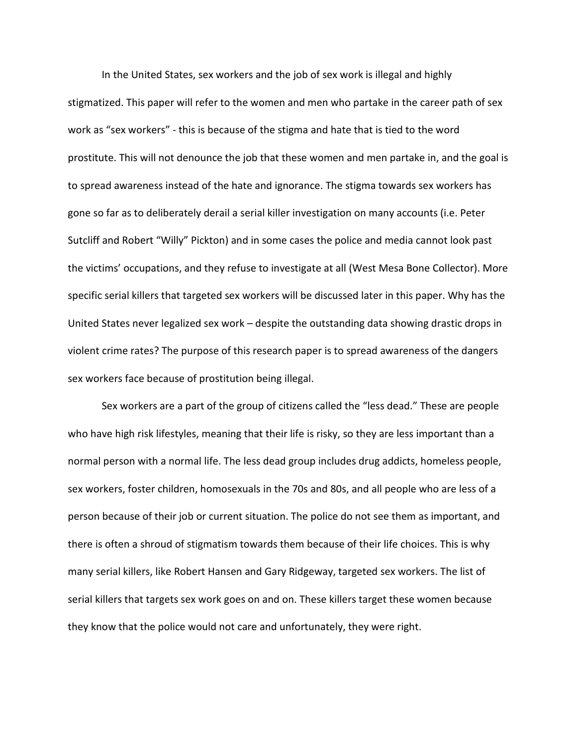In the United States, sex workers and the job of sex work is illegal and highly stigmatized. This paper will refer to the women and men who partake in the career path of sex work as "sex workers" - this is because of the stigma and hate that is tied to the word prostitute. This will not denounce the job that these women and men partake in, and the goal is to spread awareness instead of the hate and ignorance. The stigma towards sex workers has gone so far as to deliberately derail a serial killer investigation on many accounts (i.e. Peter Sutcliff and Robert "Willy" Pickton) and in some cases the police and media cannot look past the victims' occupations, and they refuse to investigate at all (West Mesa Bone Collector). More specific serial killers that targeted sex workers will be discussed later in this paper. Why has the United States never legalized sex work – despite the outstanding data showing drastic drops in violent crime rates? The purpose of this research paper is to spread awareness of the dangers sex workers face because of prostitution being illegal.

Sex workers are a part of the group of citizens called the "less dead." These are people who have high risk lifestyles, meaning that their life is risky, so they are less important than a normal person with a normal life. The less dead group includes drug addicts, homeless people, sex workers, foster children, homosexuals in the 70s and 80s, and all people who are less of a person because of their job or current situation. The police do not see them as important, and there is often a shroud of stigmatism towards them because of their life choices. This is why many serial killers, like Robert Hansen and Gary Ridgeway, targeted sex workers. The list of serial killers that targets sex work goes on and on. These killers target these women because they know that the police would not care and unfortunately, they were right.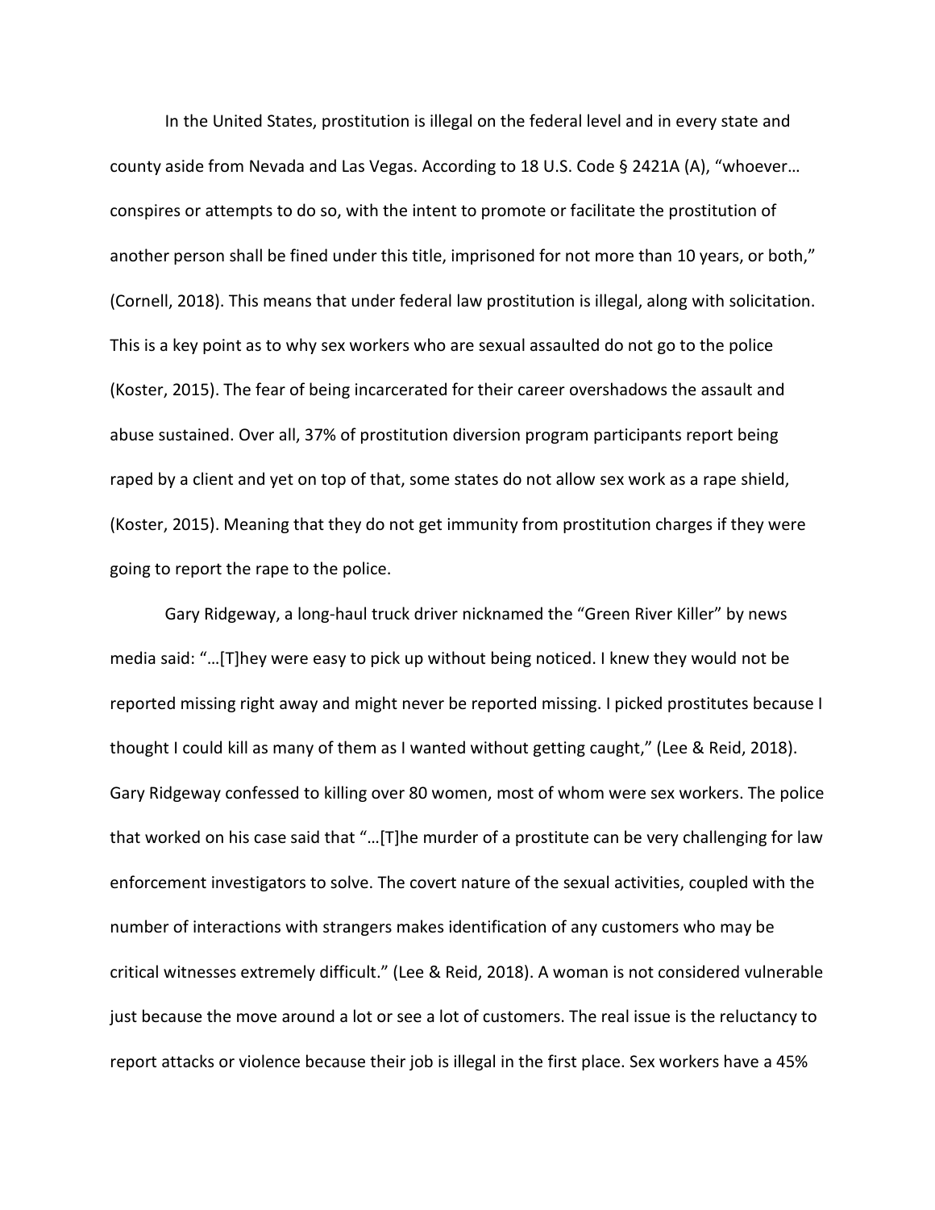In the United States, prostitution is illegal on the federal level and in every state and county aside from Nevada and Las Vegas. According to 18 U.S. Code § 2421A (A), "whoever… conspires or attempts to do so, with the intent to promote or facilitate the prostitution of another person shall be fined under this title, imprisoned for not more than 10 years, or both," (Cornell, 2018). This means that under federal law prostitution is illegal, along with solicitation. This is a key point as to why sex workers who are sexual assaulted do not go to the police (Koster, 2015). The fear of being incarcerated for their career overshadows the assault and abuse sustained. Over all, 37% of prostitution diversion program participants report being raped by a client and yet on top of that, some states do not allow sex work as a rape shield, (Koster, 2015). Meaning that they do not get immunity from prostitution charges if they were going to report the rape to the police.

Gary Ridgeway, a long-haul truck driver nicknamed the "Green River Killer" by news media said: "…[T]hey were easy to pick up without being noticed. I knew they would not be reported missing right away and might never be reported missing. I picked prostitutes because I thought I could kill as many of them as I wanted without getting caught," (Lee & Reid, 2018). Gary Ridgeway confessed to killing over 80 women, most of whom were sex workers. The police that worked on his case said that "…[T]he murder of a prostitute can be very challenging for law enforcement investigators to solve. The covert nature of the sexual activities, coupled with the number of interactions with strangers makes identification of any customers who may be critical witnesses extremely difficult." (Lee & Reid, 2018). A woman is not considered vulnerable just because the move around a lot or see a lot of customers. The real issue is the reluctancy to report attacks or violence because their job is illegal in the first place. Sex workers have a 45%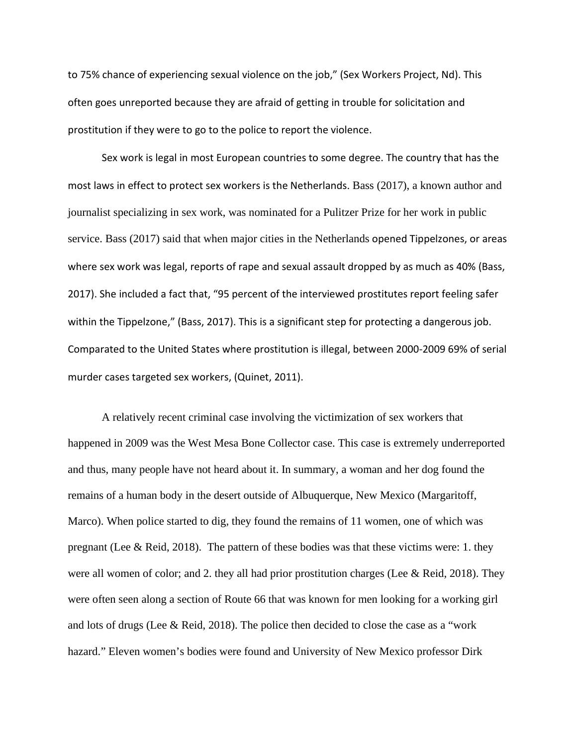to 75% chance of experiencing sexual violence on the job," (Sex Workers Project, Nd). This often goes unreported because they are afraid of getting in trouble for solicitation and prostitution if they were to go to the police to report the violence.

Sex work is legal in most European countries to some degree. The country that has the most laws in effect to protect sex workers is the Netherlands. Bass (2017), a known author and journalist specializing in sex work, was nominated for a Pulitzer Prize for her work in public service. Bass (2017) said that when major cities in the Netherlands opened Tippelzones, or areas where sex work was legal, reports of rape and sexual assault dropped by as much as 40% (Bass, 2017). She included a fact that, "95 percent of the interviewed prostitutes report feeling safer within the Tippelzone," (Bass, 2017). This is a significant step for protecting a dangerous job. Comparated to the United States where prostitution is illegal, between 2000-2009 69% of serial murder cases targeted sex workers, (Quinet, 2011).

A relatively recent criminal case involving the victimization of sex workers that happened in 2009 was the West Mesa Bone Collector case. This case is extremely underreported and thus, many people have not heard about it. In summary, a woman and her dog found the remains of a human body in the desert outside of Albuquerque, New Mexico (Margaritoff, Marco). When police started to dig, they found the remains of 11 women, one of which was pregnant (Lee & Reid, 2018). The pattern of these bodies was that these victims were: 1. they were all women of color; and 2. they all had prior prostitution charges (Lee & Reid, 2018). They were often seen along a section of Route 66 that was known for men looking for a working girl and lots of drugs (Lee & Reid, 2018). The police then decided to close the case as a "work hazard." Eleven women's bodies were found and University of New Mexico professor Dirk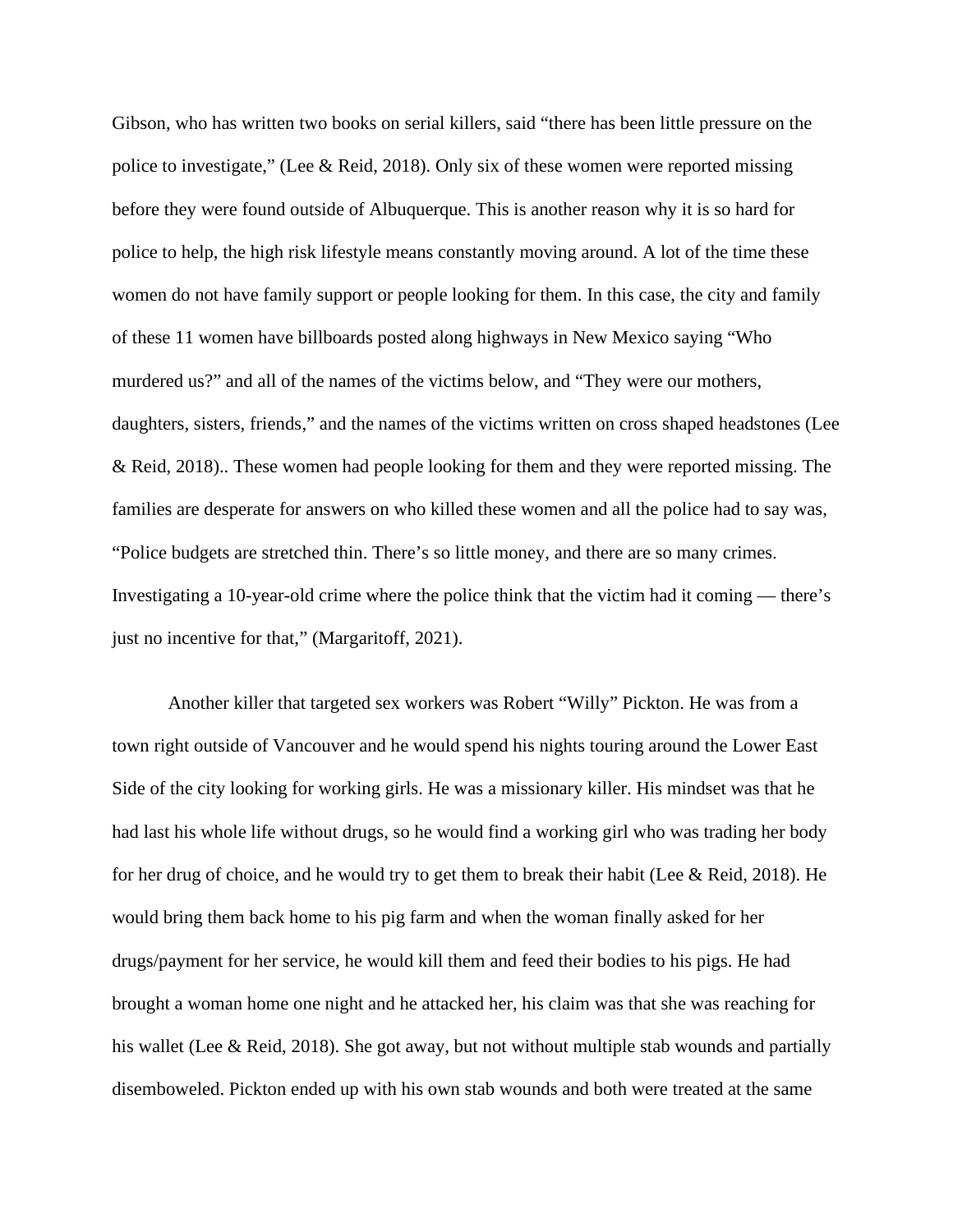Gibson, who has written two books on serial killers, said "there has been little pressure on the police to investigate," (Lee & Reid, 2018). Only six of these women were reported missing before they were found outside of Albuquerque. This is another reason why it is so hard for police to help, the high risk lifestyle means constantly moving around. A lot of the time these women do not have family support or people looking for them. In this case, the city and family of these 11 women have billboards posted along highways in New Mexico saying "Who murdered us?" and all of the names of the victims below, and "They were our mothers, daughters, sisters, friends," and the names of the victims written on cross shaped headstones (Lee & Reid, 2018).. These women had people looking for them and they were reported missing. The families are desperate for answers on who killed these women and all the police had to say was, "Police budgets are stretched thin. There's so little money, and there are so many crimes. Investigating a 10-year-old crime where the police think that the victim had it coming — there's just no incentive for that," (Margaritoff, 2021).

Another killer that targeted sex workers was Robert "Willy" Pickton. He was from a town right outside of Vancouver and he would spend his nights touring around the Lower East Side of the city looking for working girls. He was a missionary killer. His mindset was that he had last his whole life without drugs, so he would find a working girl who was trading her body for her drug of choice, and he would try to get them to break their habit (Lee & Reid, 2018). He would bring them back home to his pig farm and when the woman finally asked for her drugs/payment for her service, he would kill them and feed their bodies to his pigs. He had brought a woman home one night and he attacked her, his claim was that she was reaching for his wallet (Lee & Reid, 2018). She got away, but not without multiple stab wounds and partially disemboweled. Pickton ended up with his own stab wounds and both were treated at the same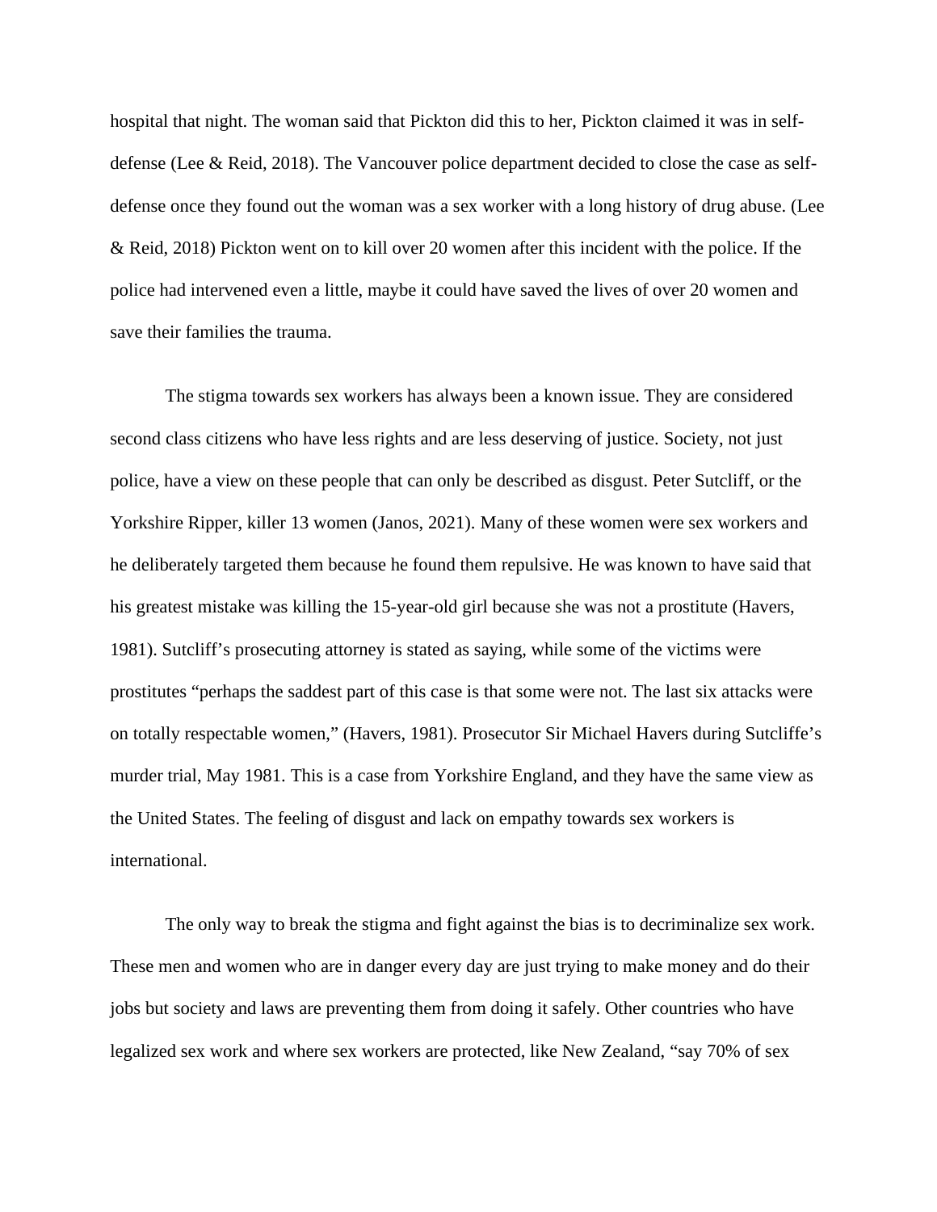hospital that night. The woman said that Pickton did this to her, Pickton claimed it was in self-defense (Lee & Reid, 2018). The Vancouver police department decided to close the case as self-defense once they found out the woman was a sex worker with a long history of drug abuse. (Lee & Reid, 2018) Pickton went on to kill over 20 women after this incident with the police. If the police had intervened even a little, maybe it could have saved the lives of over 20 women and save their families the trauma.

The stigma towards sex workers has always been a known issue. They are considered second class citizens who have less rights and are less deserving of justice. Society, not just police, have a view on these people that can only be described as disgust. Peter Sutcliff, or the Yorkshire Ripper, killer 13 women (Janos, 2021). Many of these women were sex workers and he deliberately targeted them because he found them repulsive. He was known to have said that his greatest mistake was killing the 15-year-old girl because she was not a prostitute (Havers, 1981). Sutcliff's prosecuting attorney is stated as saying, while some of the victims were prostitutes "perhaps the saddest part of this case is that some were not. The last six attacks were on totally respectable women," (Havers, 1981). Prosecutor Sir Michael Havers during Sutcliffe's murder trial, May 1981. This is a case from Yorkshire England, and they have the same view as the United States. The feeling of disgust and lack on empathy towards sex workers is international.

The only way to break the stigma and fight against the bias is to decriminalize sex work. These men and women who are in danger every day are just trying to make money and do their jobs but society and laws are preventing them from doing it safely. Other countries who have legalized sex work and where sex workers are protected, like New Zealand, "say 70% of sex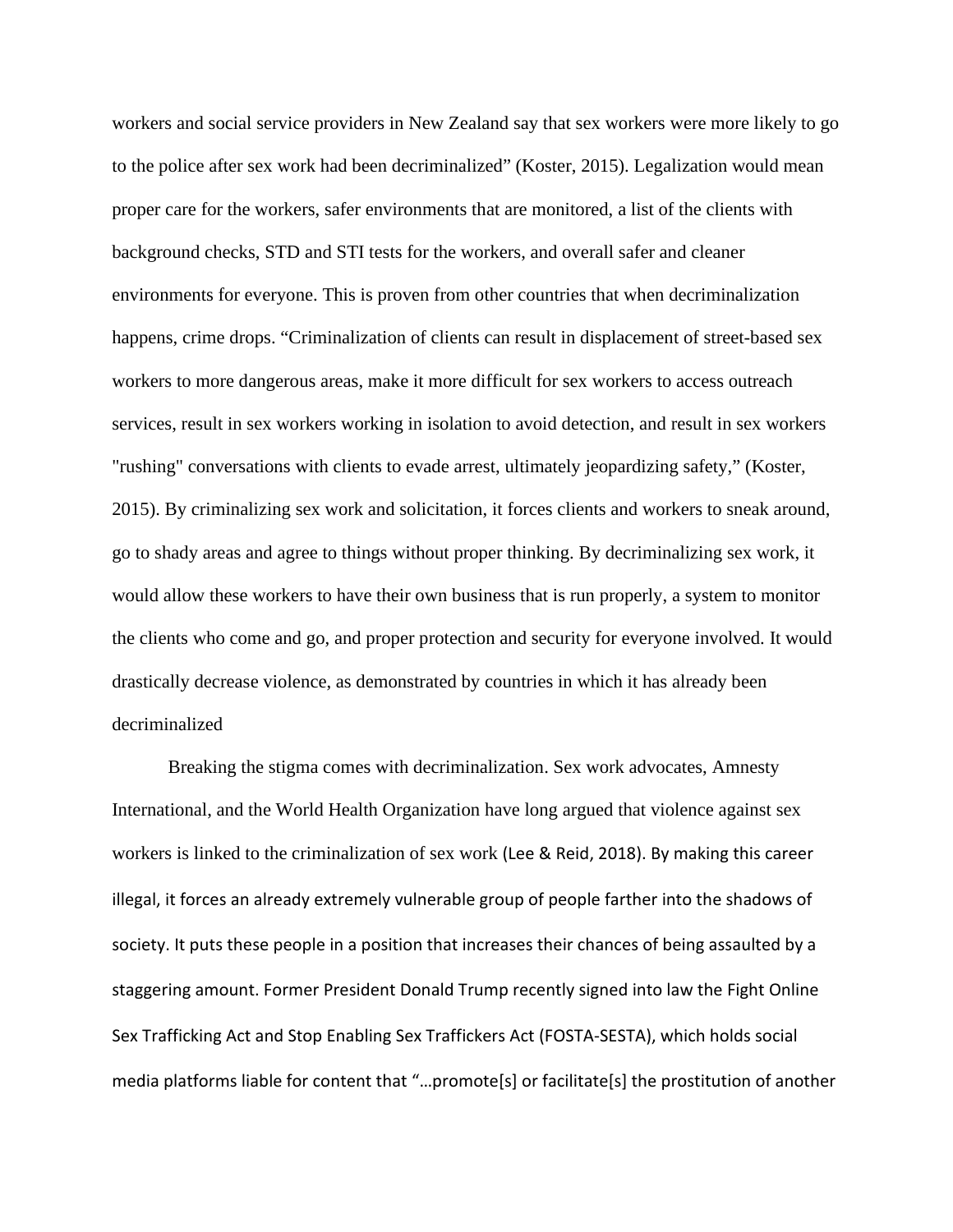workers and social service providers in New Zealand say that sex workers were more likely to go to the police after sex work had been decriminalized" (Koster, 2015). Legalization would mean proper care for the workers, safer environments that are monitored, a list of the clients with background checks, STD and STI tests for the workers, and overall safer and cleaner environments for everyone. This is proven from other countries that when decriminalization happens, crime drops. "Criminalization of clients can result in displacement of street-based sex workers to more dangerous areas, make it more difficult for sex workers to access outreach services, result in sex workers working in isolation to avoid detection, and result in sex workers "rushing" conversations with clients to evade arrest, ultimately jeopardizing safety," (Koster, 2015). By criminalizing sex work and solicitation, it forces clients and workers to sneak around, go to shady areas and agree to things without proper thinking. By decriminalizing sex work, it would allow these workers to have their own business that is run properly, a system to monitor the clients who come and go, and proper protection and security for everyone involved. It would drastically decrease violence, as demonstrated by countries in which it has already been decriminalized

Breaking the stigma comes with decriminalization. Sex work advocates, Amnesty International, and the World Health Organization have long argued that violence against sex workers is linked to the criminalization of sex work (Lee & Reid, 2018). By making this career illegal, it forces an already extremely vulnerable group of people farther into the shadows of society. It puts these people in a position that increases their chances of being assaulted by a staggering amount. Former President Donald Trump recently signed into law the Fight Online Sex Trafficking Act and Stop Enabling Sex Traffickers Act (FOSTA-SESTA), which holds social media platforms liable for content that "…promote[s] or facilitate[s] the prostitution of another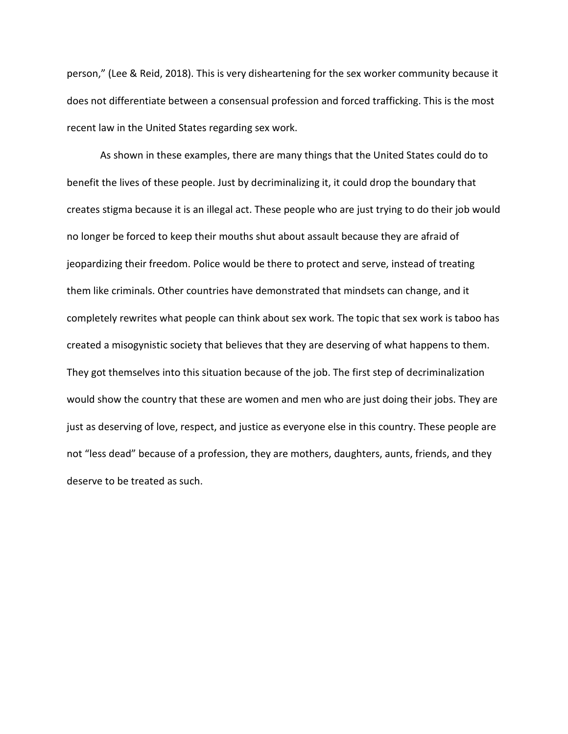person," (Lee & Reid, 2018). This is very disheartening for the sex worker community because it does not differentiate between a consensual profession and forced trafficking. This is the most recent law in the United States regarding sex work.

As shown in these examples, there are many things that the United States could do to benefit the lives of these people. Just by decriminalizing it, it could drop the boundary that creates stigma because it is an illegal act. These people who are just trying to do their job would no longer be forced to keep their mouths shut about assault because they are afraid of jeopardizing their freedom. Police would be there to protect and serve, instead of treating them like criminals. Other countries have demonstrated that mindsets can change, and it completely rewrites what people can think about sex work. The topic that sex work is taboo has created a misogynistic society that believes that they are deserving of what happens to them. They got themselves into this situation because of the job. The first step of decriminalization would show the country that these are women and men who are just doing their jobs. They are just as deserving of love, respect, and justice as everyone else in this country. These people are not "less dead" because of a profession, they are mothers, daughters, aunts, friends, and they deserve to be treated as such.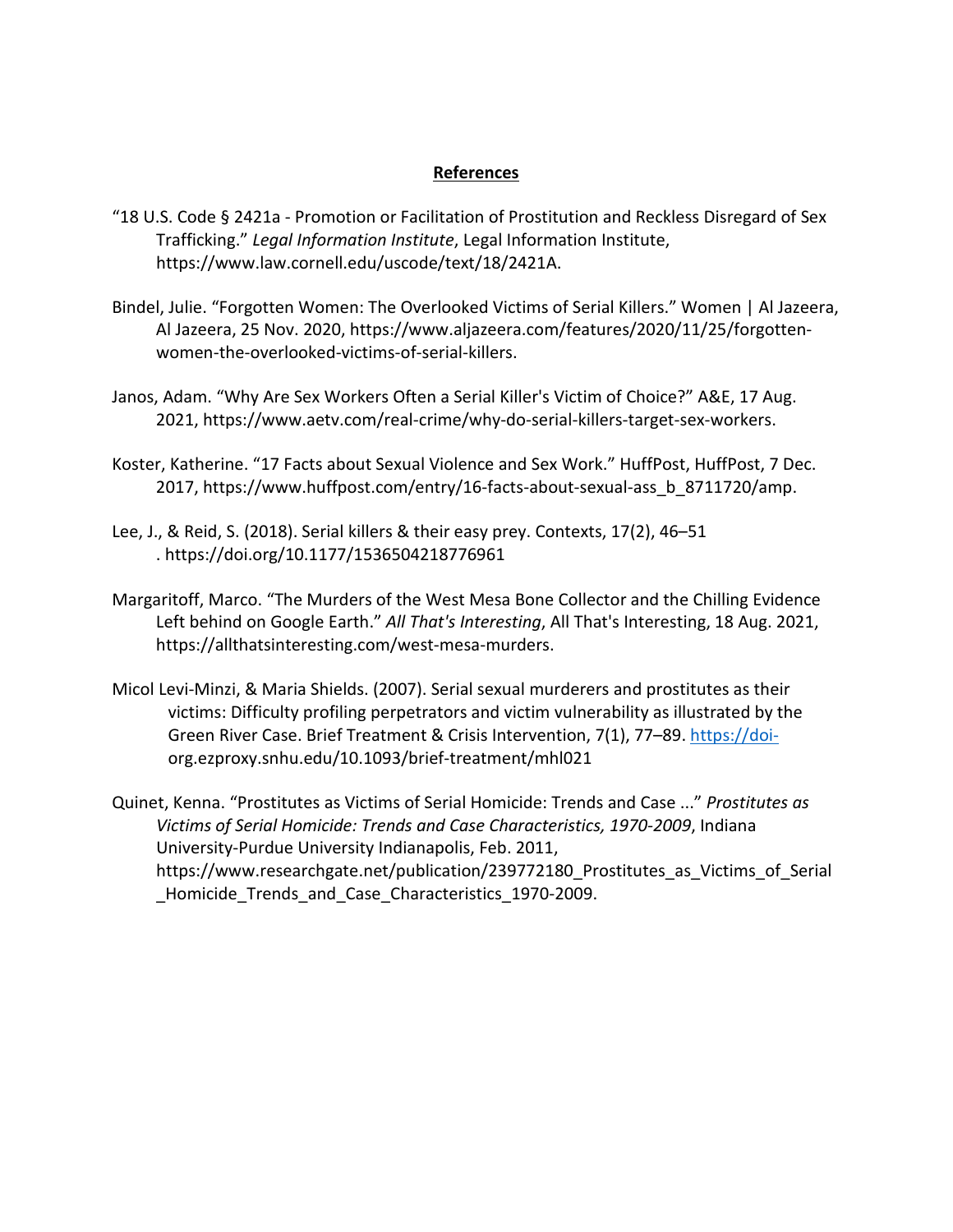## **References**

"18 U.S. Code § 2421a - Promotion or Facilitation of Prostitution and Reckless Disregard of Sex Trafficking." *Legal Information Institute*, Legal Information Institute, https://www.law.cornell.edu/uscode/text/18/2421A.

Bindel, Julie. "Forgotten Women: The Overlooked Victims of Serial Killers." Women | Al Jazeera, Al Jazeera, 25 Nov. 2020, https://www.aljazeera.com/features/2020/11/25/forgotten-women-the-overlooked-victims-of-serial-killers.

Janos, Adam. "Why Are Sex Workers Often a Serial Killer's Victim of Choice?" A&E, 17 Aug. 2021, https://www.aetv.com/real-crime/why-do-serial-killers-target-sex-workers.

Koster, Katherine. "17 Facts about Sexual Violence and Sex Work." HuffPost, HuffPost, 7 Dec. 2017, https://www.huffpost.com/entry/16-facts-about-sexual-ass_b_8711720/amp.

Lee, J., & Reid, S. (2018). Serial killers & their easy prey. Contexts, 17(2), 46–51 . https://doi.org/10.1177/1536504218776961

Margaritoff, Marco. "The Murders of the West Mesa Bone Collector and the Chilling Evidence Left behind on Google Earth." *All That's Interesting*, All That's Interesting, 18 Aug. 2021, https://allthatsinteresting.com/west-mesa-murders.

Micol Levi-Minzi, & Maria Shields. (2007). Serial sexual murderers and prostitutes as their victims: Difficulty profiling perpetrators and victim vulnerability as illustrated by the Green River Case. Brief Treatment & Crisis Intervention, 7(1), 77–89. https://doi-org.ezproxy.snhu.edu/10.1093/brief-treatment/mhl021

Quinet, Kenna. "Prostitutes as Victims of Serial Homicide: Trends and Case ..." *Prostitutes as Victims of Serial Homicide: Trends and Case Characteristics, 1970-2009*, Indiana University-Purdue University Indianapolis, Feb. 2011, https://www.researchgate.net/publication/239772180_Prostitutes_as_Victims_of_Serial_Homicide_Trends_and_Case_Characteristics_1970-2009.